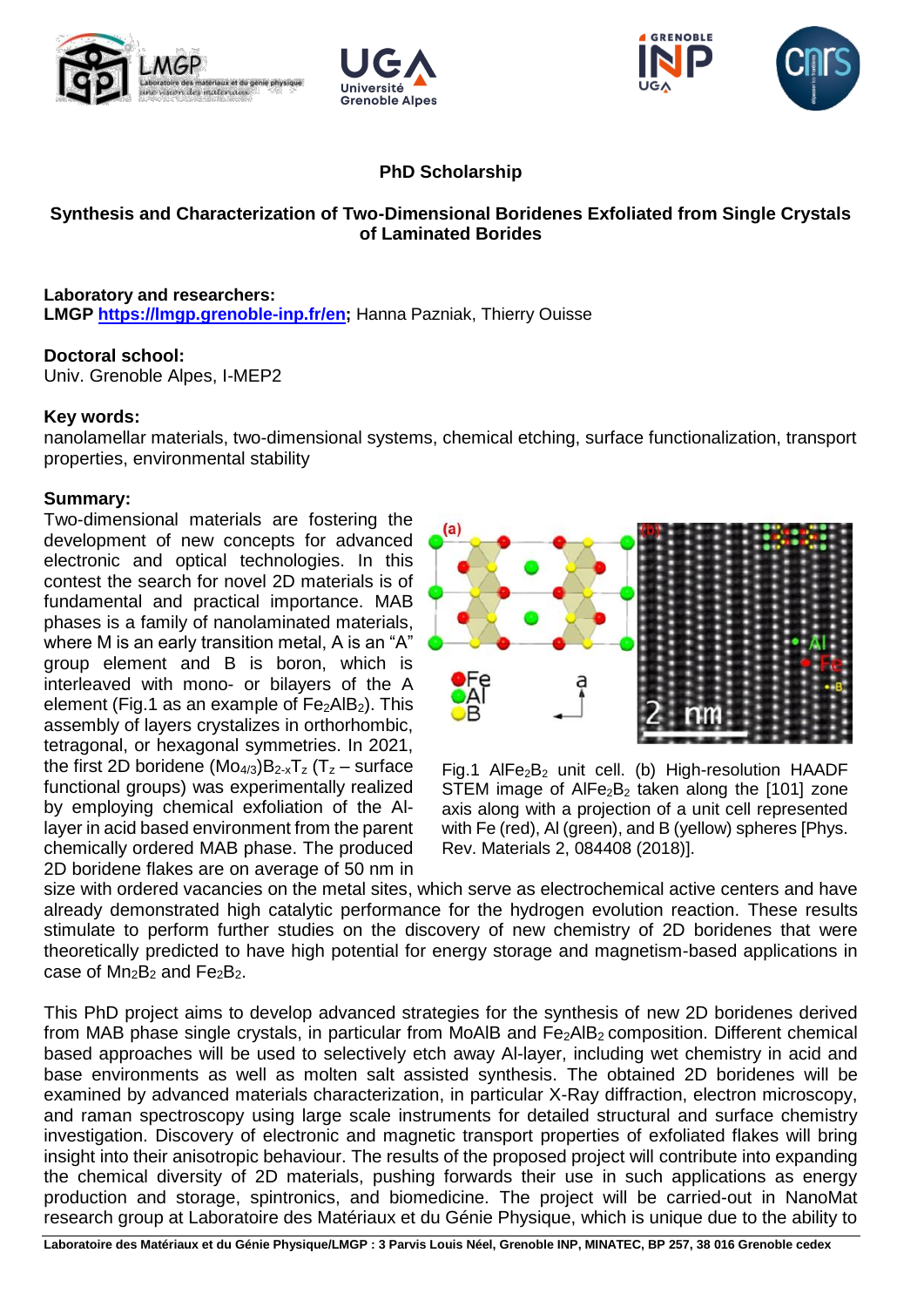**PhD Scholarship**

**Synthesis and Characterization of Two-Dimensional Boridenes Exfoliated from Single Crystals of Laminated Borides**

**Laboratory and researchers:**
**LMGP [https://lmgp.grenoble-inp.fr/en](https://lmgp.grenoble-inp.fr/en);** Hanna Pazniak, Thierry Ouisse

**Doctoral school:**
Univ. Grenoble Alpes, I-MEP2

**Key words:**
nanolamellar materials, two-dimensional systems, chemical etching, surface functionalization, transport properties, environmental stability

**Summary:**
Two-dimensional materials are fostering the development of new concepts for advanced electronic and optical technologies. In this contest the search for novel 2D materials is of fundamental and practical importance. MAB phases is a family of nanolaminated materials, where M is an early transition metal, A is an "A" group element and B is boron, which is interleaved with mono- or bilayers of the A element (Fig.1 as an example of $Fe_2AlB_2$). This assembly of layers crystalizes in orthorhombic, tetragonal, or hexagonal symmetries. In 2021, the first 2D boridene $(Mo_{4/3})B_{2-x}T_z$ ($T_z$ – surface functional groups) was experimentally realized by employing chemical exfoliation of the Al-layer in acid based environment from the parent chemically ordered MAB phase. The produced 2D boridene flakes are on average of 50 nm in size with ordered vacancies on the metal sites, which serve as electrochemical active centers and have already demonstrated high catalytic performance for the hydrogen evolution reaction. These results stimulate to perform further studies on the discovery of new chemistry of 2D boridenes that were theoretically predicted to have high potential for energy storage and magnetism-based applications in case of $Mn_2B_2$ and $Fe_2B_2$.

Fig.1 $AlFe_2B_2$ unit cell. (b) High-resolution HAADF STEM image of $AlFe_2B_2$ taken along the [101] zone axis along with a projection of a unit cell represented with Fe (red), Al (green), and B (yellow) spheres [Phys. Rev. Materials 2, 084408 (2018)].

This PhD project aims to develop advanced strategies for the synthesis of new 2D boridenes derived from MAB phase single crystals, in particular from MoAlB and $Fe_2AlB_2$ composition. Different chemical based approaches will be used to selectively etch away Al-layer, including wet chemistry in acid and base environments as well as molten salt assisted synthesis. The obtained 2D boridenes will be examined by advanced materials characterization, in particular X-Ray diffraction, electron microscopy, and raman spectroscopy using large scale instruments for detailed structural and surface chemistry investigation. Discovery of electronic and magnetic transport properties of exfoliated flakes will bring insight into their anisotropic behaviour. The results of the proposed project will contribute into expanding the chemical diversity of 2D materials, pushing forwards their use in such applications as energy production and storage, spintronics, and biomedicine. The project will be carried-out in NanoMat research group at Laboratoire des Matériaux et du Génie Physique, which is unique due to the ability to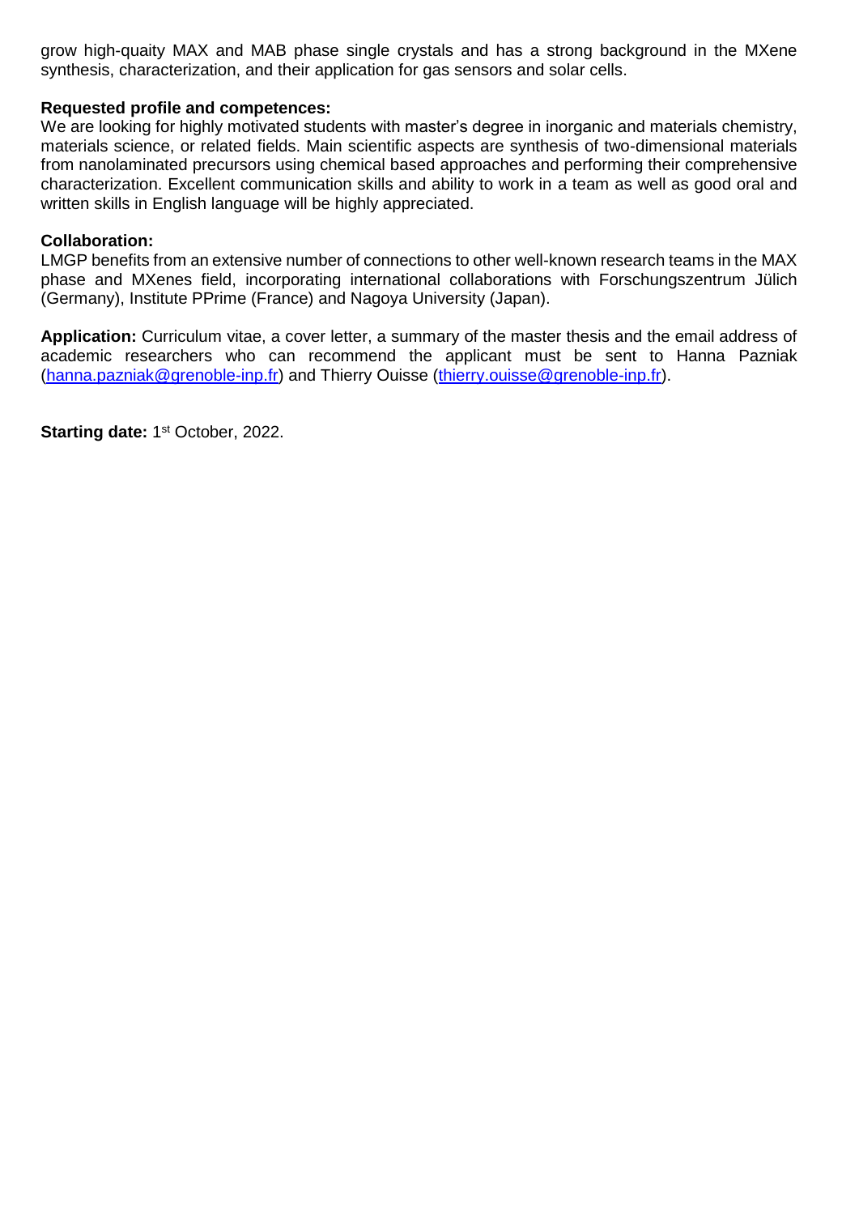grow high-quaity MAX and MAB phase single crystals and has a strong background in the MXene synthesis, characterization, and their application for gas sensors and solar cells.

**Requested profile and competences:**
We are looking for highly motivated students with master's degree in inorganic and materials chemistry, materials science, or related fields. Main scientific aspects are synthesis of two-dimensional materials from nanolaminated precursors using chemical based approaches and performing their comprehensive characterization. Excellent communication skills and ability to work in a team as well as good oral and written skills in English language will be highly appreciated.

**Collaboration:**
LMGP benefits from an extensive number of connections to other well-known research teams in the MAX phase and MXenes field, incorporating international collaborations with Forschungszentrum Jülich (Germany), Institute PPrime (France) and Nagoya University (Japan).

**Application:** Curriculum vitae, a cover letter, a summary of the master thesis and the email address of academic researchers who can recommend the applicant must be sent to Hanna Pazniak (hanna.pazniak@grenoble-inp.fr) and Thierry Ouisse (thierry.ouisse@grenoble-inp.fr).

**Starting date:** 1st October, 2022.